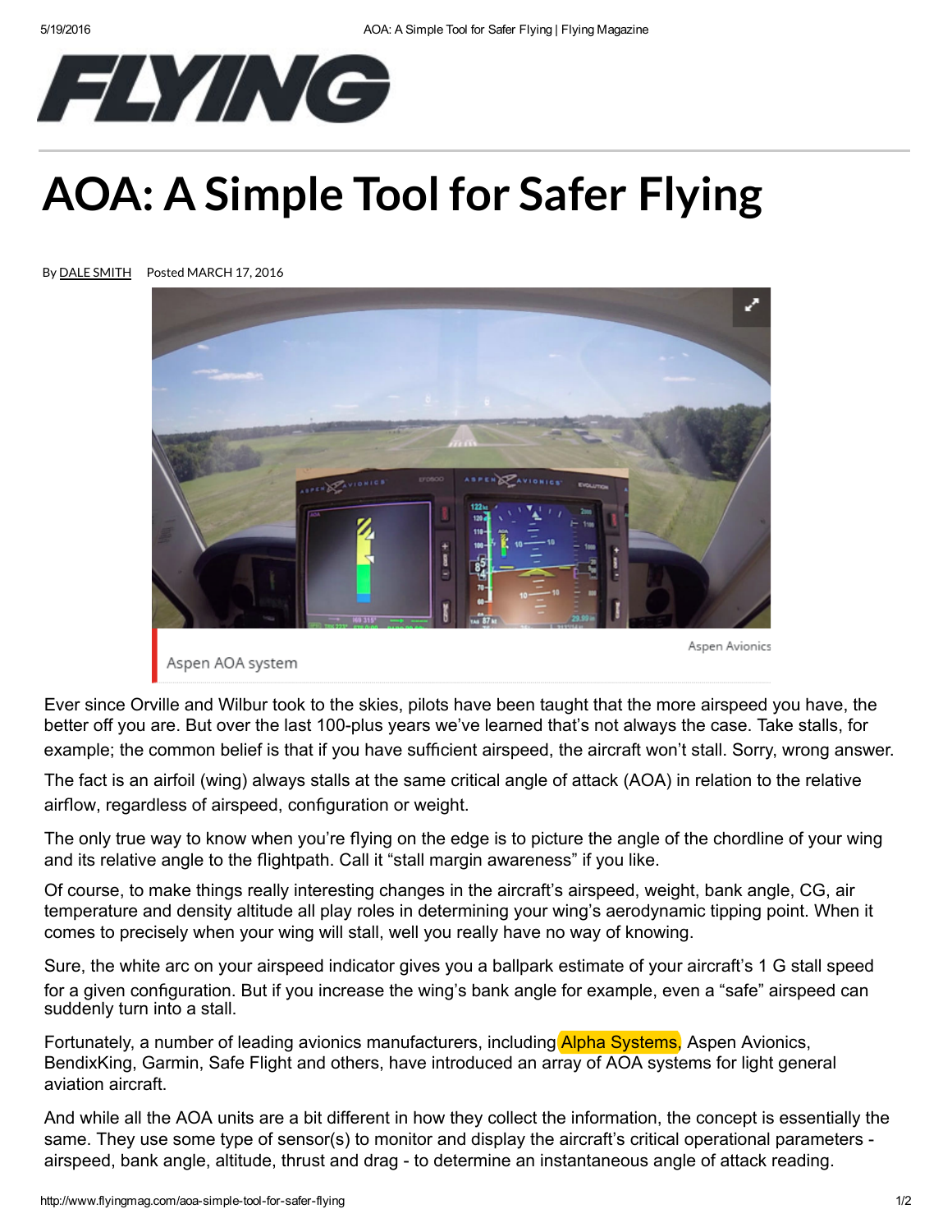# AOA: A Simple Tool for Safer Flying

By DALE SMITH Posted MARCH 17, 2016

Aspen AOA system

Aspen Avionics

Ever since Orville and Wilbur took to the skies, pilots have been taught that the more airspeed you have, the better off you are. But over the last 100-plus years we've learned that's not always the case. Take stalls, for example; the common belief is that if you have sufficient airspeed, the aircraft won't stall. Sorry, wrong answer.

The fact is an airfoil (wing) always stalls at the same critical angle of attack (AOA) in relation to the relative airflow, regardless of airspeed, configuration or weight.

The only true way to know when you're flying on the edge is to picture the angle of the chordline of your wing and its relative angle to the flightpath. Call it "stall margin awareness" if you like.

Of course, to make things really interesting changes in the aircraft's airspeed, weight, bank angle, CG, air temperature and density altitude all play roles in determining your wing's aerodynamic tipping point. When it comes to precisely when your wing will stall, well you really have no way of knowing.

Sure, the white arc on your airspeed indicator gives you a ballpark estimate of your aircraft's 1 G stall speed for a given configuration. But if you increase the wing's bank angle for example, even a "safe" airspeed can suddenly turn into a stall.

Fortunately, a number of leading avionics manufacturers, including Alpha Systems, Aspen Avionics, BendixKing, Garmin, Safe Flight and others, have introduced an array of AOA systems for light general aviation aircraft.

And while all the AOA units are a bit different in how they collect the information, the concept is essentially the same. They use some type of sensor(s) to monitor and display the aircraft's critical operational parameters - airspeed, bank angle, altitude, thrust and drag - to determine an instantaneous angle of attack reading.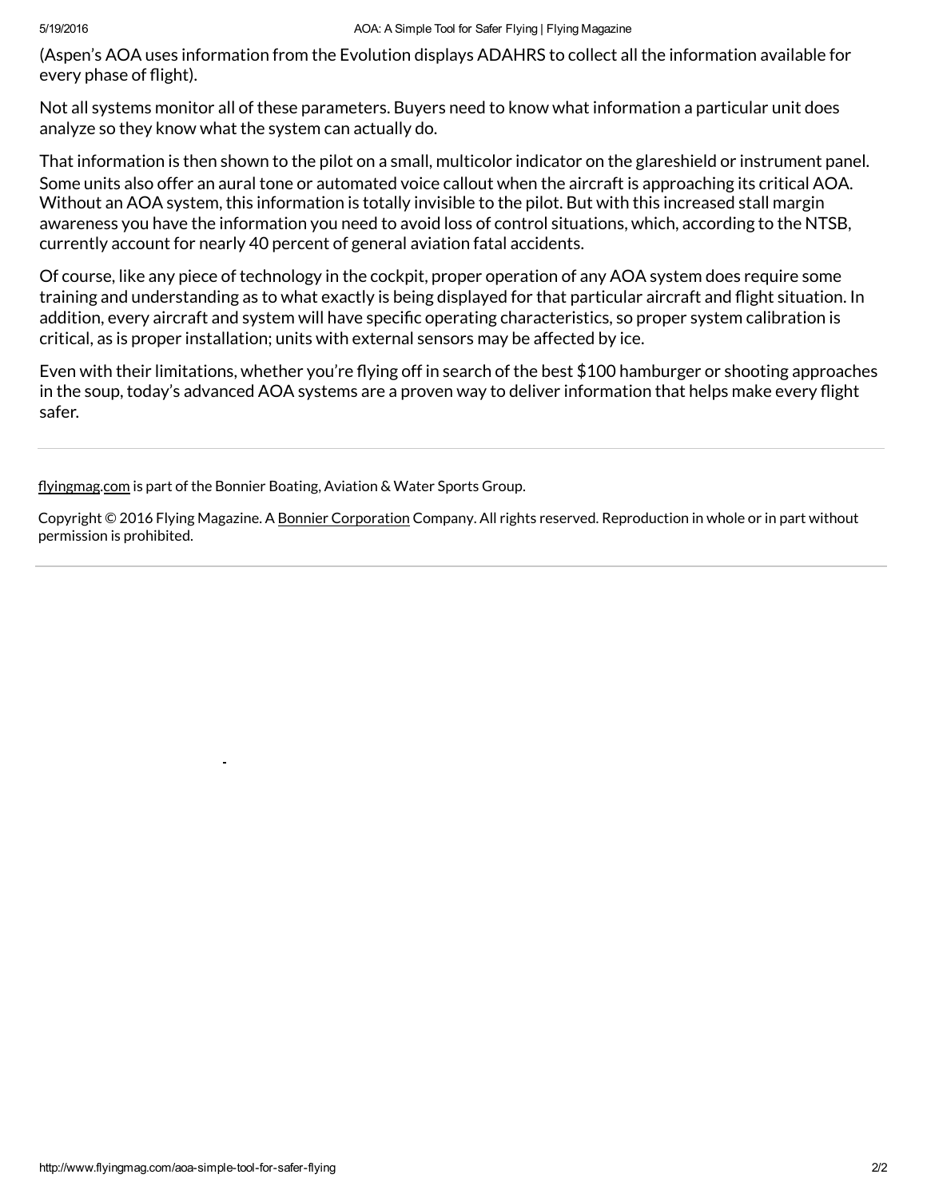(Aspen's AOA uses information from the Evolution displays ADAHRS to collect all the information available for every phase of flight).

Not all systems monitor all of these parameters. Buyers need to know what information a particular unit does analyze so they know what the system can actually do.

That information is then shown to the pilot on a small, multicolor indicator on the glareshield or instrument panel. Some units also offer an aural tone or automated voice callout when the aircraft is approaching its critical AOA. Without an AOA system, this information is totally invisible to the pilot. But with this increased stall margin awareness you have the information you need to avoid loss of control situations, which, according to the NTSB, currently account for nearly 40 percent of general aviation fatal accidents.

Of course, like any piece of technology in the cockpit, proper operation of any AOA system does require some training and understanding as to what exactly is being displayed for that particular aircraft and flight situation. In addition, every aircraft and system will have specific operating characteristics, so proper system calibration is critical, as is proper installation; units with external sensors may be affected by ice.

Even with their limitations, whether you're flying off in search of the best $100 hamburger or shooting approaches in the soup, today's advanced AOA systems are a proven way to deliver information that helps make every flight safer.

---

flyingmag.com is part of the Bonnier Boating, Aviation & Water Sports Group.

Copyright © 2016 Flying Magazine. A Bonnier Corporation Company. All rights reserved. Reproduction in whole or in part without permission is prohibited.